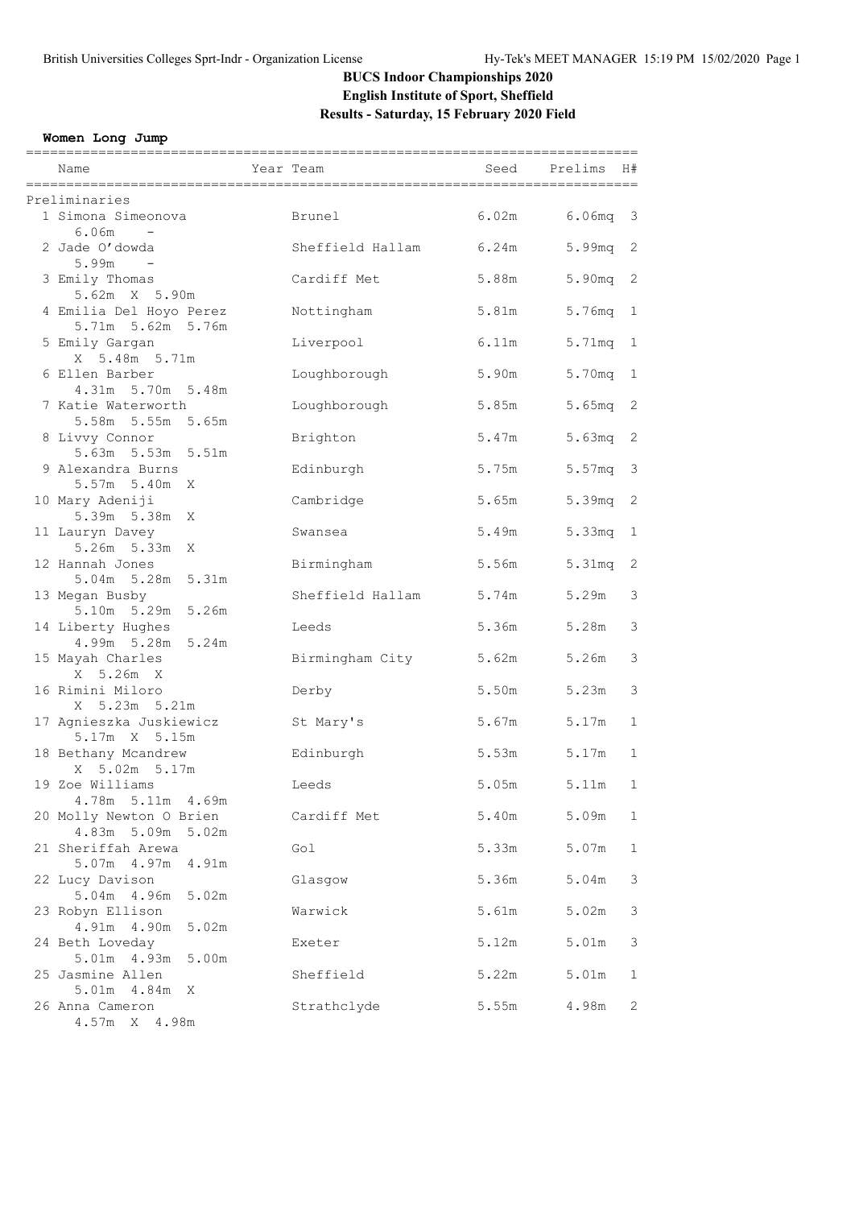# BUCS Indoor Championships 2020

## English Institute of Sport, Sheffield

## Results - Saturday, 15 February 2020 Field

**Women Long Jump**

| Name | Year Team | Seed | Prelims | H# |
|---|---|---|---|---|
| **Preliminaries** | | | | |
| 1 Simona Simeonova | Brunel | 6.02m | 6.06mq | 3 |
| 6.06m - | | | | |
| 2 Jade O'dowda | Sheffield Hallam | 6.24m | 5.99mq | 2 |
| 5.99m - | | | | |
| 3 Emily Thomas | Cardiff Met | 5.88m | 5.90mq | 2 |
| 5.62m X 5.90m | | | | |
| 4 Emilia Del Hoyo Perez | Nottingham | 5.81m | 5.76mq | 1 |
| 5.71m 5.62m 5.76m | | | | |
| 5 Emily Gargan | Liverpool | 6.11m | 5.71mq | 1 |
| X 5.48m 5.71m | | | | |
| 6 Ellen Barber | Loughborough | 5.90m | 5.70mq | 1 |
| 4.31m 5.70m 5.48m | | | | |
| 7 Katie Waterworth | Loughborough | 5.85m | 5.65mq | 2 |
| 5.58m 5.55m 5.65m | | | | |
| 8 Livvy Connor | Brighton | 5.47m | 5.63mq | 2 |
| 5.63m 5.53m 5.51m | | | | |
| 9 Alexandra Burns | Edinburgh | 5.75m | 5.57mq | 3 |
| 5.57m 5.40m X | | | | |
| 10 Mary Adeniji | Cambridge | 5.65m | 5.39mq | 2 |
| 5.39m 5.38m X | | | | |
| 11 Lauryn Davey | Swansea | 5.49m | 5.33mq | 1 |
| 5.26m 5.33m X | | | | |
| 12 Hannah Jones | Birmingham | 5.56m | 5.31mq | 2 |
| 5.04m 5.28m 5.31m | | | | |
| 13 Megan Busby | Sheffield Hallam | 5.74m | 5.29m | 3 |
| 5.10m 5.29m 5.26m | | | | |
| 14 Liberty Hughes | Leeds | 5.36m | 5.28m | 3 |
| 4.99m 5.28m 5.24m | | | | |
| 15 Mayah Charles | Birmingham City | 5.62m | 5.26m | 3 |
| X 5.26m X | | | | |
| 16 Rimini Miloro | Derby | 5.50m | 5.23m | 3 |
| X 5.23m 5.21m | | | | |
| 17 Agnieszka Juskiewicz | St Mary's | 5.67m | 5.17m | 1 |
| 5.17m X 5.15m | | | | |
| 18 Bethany Mcandrew | Edinburgh | 5.53m | 5.17m | 1 |
| X 5.02m 5.17m | | | | |
| 19 Zoe Williams | Leeds | 5.05m | 5.11m | 1 |
| 4.78m 5.11m 4.69m | | | | |
| 20 Molly Newton O Brien | Cardiff Met | 5.40m | 5.09m | 1 |
| 4.83m 5.09m 5.02m | | | | |
| 21 Sheriffah Arewa | Gol | 5.33m | 5.07m | 1 |
| 5.07m 4.97m 4.91m | | | | |
| 22 Lucy Davison | Glasgow | 5.36m | 5.04m | 3 |
| 5.04m 4.96m 5.02m | | | | |
| 23 Robyn Ellison | Warwick | 5.61m | 5.02m | 3 |
| 4.91m 4.90m 5.02m | | | | |
| 24 Beth Loveday | Exeter | 5.12m | 5.01m | 3 |
| 5.01m 4.93m 5.00m | | | | |
| 25 Jasmine Allen | Sheffield | 5.22m | 5.01m | 1 |
| 5.01m 4.84m X | | | | |
| 26 Anna Cameron | Strathclyde | 5.55m | 4.98m | 2 |
| 4.57m X 4.98m | | | | |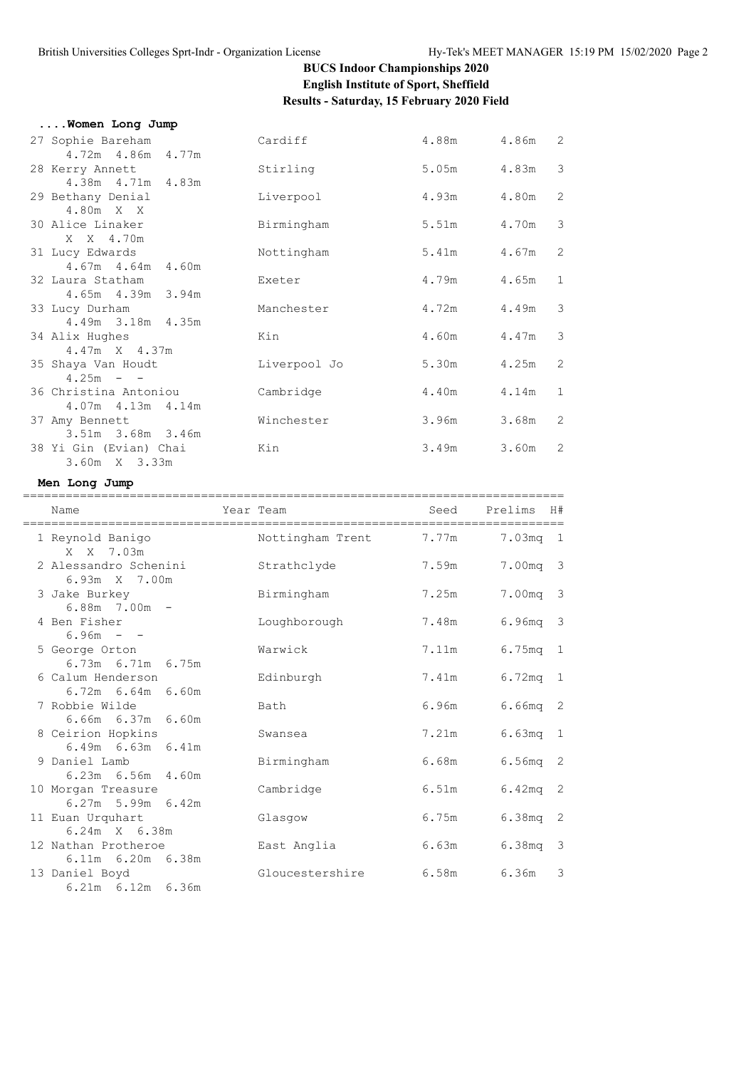# BUCS Indoor Championships 2020
## English Institute of Sport, Sheffield
### Results - Saturday, 15 February 2020 Field

**....Women Long Jump**

| Name | Team | Seed | Prelims | H# |
|---|---|---|---|---|
| 27 Sophie Bareham | Cardiff | 4.88m | 4.86m | 2 |
| 4.72m 4.86m 4.77m | | | | |
| 28 Kerry Annett | Stirling | 5.05m | 4.83m | 3 |
| 4.38m 4.71m 4.83m | | | | |
| 29 Bethany Denial | Liverpool | 4.93m | 4.80m | 2 |
| 4.80m X X | | | | |
| 30 Alice Linaker | Birmingham | 5.51m | 4.70m | 3 |
| X X 4.70m | | | | |
| 31 Lucy Edwards | Nottingham | 5.41m | 4.67m | 2 |
| 4.67m 4.64m 4.60m | | | | |
| 32 Laura Statham | Exeter | 4.79m | 4.65m | 1 |
| 4.65m 4.39m 3.94m | | | | |
| 33 Lucy Durham | Manchester | 4.72m | 4.49m | 3 |
| 4.49m 3.18m 4.35m | | | | |
| 34 Alix Hughes | Kin | 4.60m | 4.47m | 3 |
| 4.47m X 4.37m | | | | |
| 35 Shaya Van Houdt | Liverpool Jo | 5.30m | 4.25m | 2 |
| 4.25m - - | | | | |
| 36 Christina Antoniou | Cambridge | 4.40m | 4.14m | 1 |
| 4.07m 4.13m 4.14m | | | | |
| 37 Amy Bennett | Winchester | 3.96m | 3.68m | 2 |
| 3.51m 3.68m 3.46m | | | | |
| 38 Yi Gin (Evian) Chai | Kin | 3.49m | 3.60m | 2 |
| 3.60m X 3.33m | | | | |

**Men Long Jump**

| Name | Year | Team | Seed | Prelims | H# |
|---|---|---|---|---|---|
| 1 Reynold Banigo | | Nottingham Trent | 7.77m | 7.03mq | 1 |
| X X 7.03m | | | | | |
| 2 Alessandro Schenini | | Strathclyde | 7.59m | 7.00mq | 3 |
| 6.93m X 7.00m | | | | | |
| 3 Jake Burkey | | Birmingham | 7.25m | 7.00mq | 3 |
| 6.88m 7.00m - | | | | | |
| 4 Ben Fisher | | Loughborough | 7.48m | 6.96mq | 3 |
| 6.96m - - | | | | | |
| 5 George Orton | | Warwick | 7.11m | 6.75mq | 1 |
| 6.73m 6.71m 6.75m | | | | | |
| 6 Calum Henderson | | Edinburgh | 7.41m | 6.72mq | 1 |
| 6.72m 6.64m 6.60m | | | | | |
| 7 Robbie Wilde | | Bath | 6.96m | 6.66mq | 2 |
| 6.66m 6.37m 6.60m | | | | | |
| 8 Ceirion Hopkins | | Swansea | 7.21m | 6.63mq | 1 |
| 6.49m 6.63m 6.41m | | | | | |
| 9 Daniel Lamb | | Birmingham | 6.68m | 6.56mq | 2 |
| 6.23m 6.56m 4.60m | | | | | |
| 10 Morgan Treasure | | Cambridge | 6.51m | 6.42mq | 2 |
| 6.27m 5.99m 6.42m | | | | | |
| 11 Euan Urquhart | | Glasgow | 6.75m | 6.38mq | 2 |
| 6.24m X 6.38m | | | | | |
| 12 Nathan Protheroe | | East Anglia | 6.63m | 6.38mq | 3 |
| 6.11m 6.20m 6.38m | | | | | |
| 13 Daniel Boyd | | Gloucestershire | 6.58m | 6.36m | 3 |
| 6.21m 6.12m 6.36m | | | | | |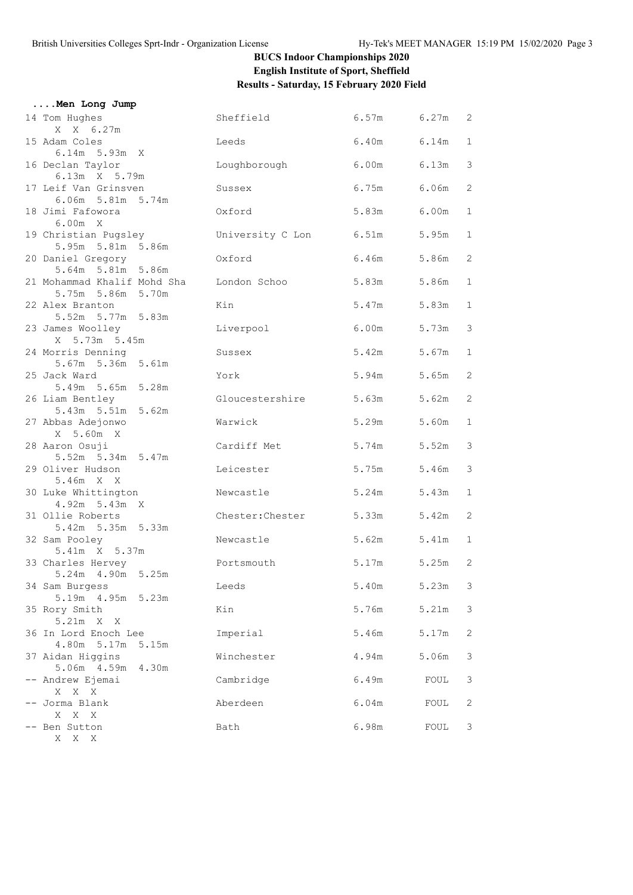# BUCS Indoor Championships 2020

**English Institute of Sport, Sheffield**

**Results - Saturday, 15 February 2020 Field**

## ....Men Long Jump

| Place | Name | Team | Seed | Finals | Flight |
|---|---|---|---|---|---|
| 14 | Tom Hughes | Sheffield | 6.57m | 6.27m | 2 |
| | X X 6.27m | | | | |
| 15 | Adam Coles | Leeds | 6.40m | 6.14m | 1 |
| | 6.14m 5.93m X | | | | |
| 16 | Declan Taylor | Loughborough | 6.00m | 6.13m | 3 |
| | 6.13m X 5.79m | | | | |
| 17 | Leif Van Grinsven | Sussex | 6.75m | 6.06m | 2 |
| | 6.06m 5.81m 5.74m | | | | |
| 18 | Jimi Fafowora | Oxford | 5.83m | 6.00m | 1 |
| | 6.00m X | | | | |
| 19 | Christian Pugsley | University C Lon | 6.51m | 5.95m | 1 |
| | 5.95m 5.81m 5.86m | | | | |
| 20 | Daniel Gregory | Oxford | 6.46m | 5.86m | 2 |
| | 5.64m 5.81m 5.86m | | | | |
| 21 | Mohammad Khalif Mohd Sha | London Schoo | 5.83m | 5.86m | 1 |
| | 5.75m 5.86m 5.70m | | | | |
| 22 | Alex Branton | Kin | 5.47m | 5.83m | 1 |
| | 5.52m 5.77m 5.83m | | | | |
| 23 | James Woolley | Liverpool | 6.00m | 5.73m | 3 |
| | X 5.73m 5.45m | | | | |
| 24 | Morris Denning | Sussex | 5.42m | 5.67m | 1 |
| | 5.67m 5.36m 5.61m | | | | |
| 25 | Jack Ward | York | 5.94m | 5.65m | 2 |
| | 5.49m 5.65m 5.28m | | | | |
| 26 | Liam Bentley | Gloucestershire | 5.63m | 5.62m | 2 |
| | 5.43m 5.51m 5.62m | | | | |
| 27 | Abbas Adejonwo | Warwick | 5.29m | 5.60m | 1 |
| | X 5.60m X | | | | |
| 28 | Aaron Osuji | Cardiff Met | 5.74m | 5.52m | 3 |
| | 5.52m 5.34m 5.47m | | | | |
| 29 | Oliver Hudson | Leicester | 5.75m | 5.46m | 3 |
| | 5.46m X X | | | | |
| 30 | Luke Whittington | Newcastle | 5.24m | 5.43m | 1 |
| | 4.92m 5.43m X | | | | |
| 31 | Ollie Roberts | Chester:Chester | 5.33m | 5.42m | 2 |
| | 5.42m 5.35m 5.33m | | | | |
| 32 | Sam Pooley | Newcastle | 5.62m | 5.41m | 1 |
| | 5.41m X 5.37m | | | | |
| 33 | Charles Hervey | Portsmouth | 5.17m | 5.25m | 2 |
| | 5.24m 4.90m 5.25m | | | | |
| 34 | Sam Burgess | Leeds | 5.40m | 5.23m | 3 |
| | 5.19m 4.95m 5.23m | | | | |
| 35 | Rory Smith | Kin | 5.76m | 5.21m | 3 |
| | 5.21m X X | | | | |
| 36 | In Lord Enoch Lee | Imperial | 5.46m | 5.17m | 2 |
| | 4.80m 5.17m 5.15m | | | | |
| 37 | Aidan Higgins | Winchester | 4.94m | 5.06m | 3 |
| | 5.06m 4.59m 4.30m | | | | |
| -- | Andrew Ejemai | Cambridge | 6.49m | FOUL | 3 |
| | X X X | | | | |
| -- | Jorma Blank | Aberdeen | 6.04m | FOUL | 2 |
| | X X X | | | | |
| -- | Ben Sutton | Bath | 6.98m | FOUL | 3 |
| | X X X | | | | |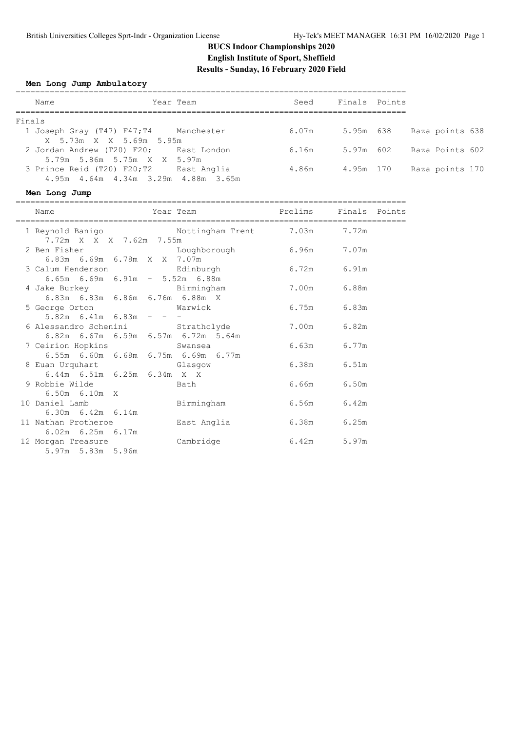# BUCS Indoor Championships 2020

## English Institute of Sport, Sheffield

## Results - Sunday, 16 February 2020 Field

### Men Long Jump Ambulatory

**Finals**

| Place | Name | Year | Team | Seed | Finals | Points | |
|---|---|---|---|---|---|---|---|
| 1 | Joseph Gray (T47) F47;T4 | | Manchester | 6.07m | 5.95m | 638 | Raza points 638 |
| | X 5.73m X X 5.69m 5.95m | | | | | | |
| 2 | Jordan Andrew (T20) F20; | | East London | 6.16m | 5.97m | 602 | Raza Points 602 |
| | 5.79m 5.86m 5.75m X X 5.97m | | | | | | |
| 3 | Prince Reid (T20) F20;T2 | | East Anglia | 4.86m | 4.95m | 170 | Raza points 170 |
| | 4.95m 4.64m 4.34m 3.29m 4.88m 3.65m | | | | | | |

### Men Long Jump

| Place | Name | Year | Team | Prelims | Finals | Points |
|---|---|---|---|---|---|---|
| 1 | Reynold Banigo | | Nottingham Trent | 7.03m | 7.72m | |
| | 7.72m X X X 7.62m 7.55m | | | | | |
| 2 | Ben Fisher | | Loughborough | 6.96m | 7.07m | |
| | 6.83m 6.69m 6.78m X X 7.07m | | | | | |
| 3 | Calum Henderson | | Edinburgh | 6.72m | 6.91m | |
| | 6.65m 6.69m 6.91m - 5.52m 6.88m | | | | | |
| 4 | Jake Burkey | | Birmingham | 7.00m | 6.88m | |
| | 6.83m 6.83m 6.86m 6.76m 6.88m X | | | | | |
| 5 | George Orton | | Warwick | 6.75m | 6.83m | |
| | 5.82m 6.41m 6.83m - - - | | | | | |
| 6 | Alessandro Schenini | | Strathclyde | 7.00m | 6.82m | |
| | 6.82m 6.67m 6.59m 6.57m 6.72m 5.64m | | | | | |
| 7 | Ceirion Hopkins | | Swansea | 6.63m | 6.77m | |
| | 6.55m 6.60m 6.68m 6.75m 6.69m 6.77m | | | | | |
| 8 | Euan Urquhart | | Glasgow | 6.38m | 6.51m | |
| | 6.44m 6.51m 6.25m 6.34m X X | | | | | |
| 9 | Robbie Wilde | | Bath | 6.66m | 6.50m | |
| | 6.50m 6.10m X | | | | | |
| 10 | Daniel Lamb | | Birmingham | 6.56m | 6.42m | |
| | 6.30m 6.42m 6.14m | | | | | |
| 11 | Nathan Protheroe | | East Anglia | 6.38m | 6.25m | |
| | 6.02m 6.25m 6.17m | | | | | |
| 12 | Morgan Treasure | | Cambridge | 6.42m | 5.97m | |
| | 5.97m 5.83m 5.96m | | | | | |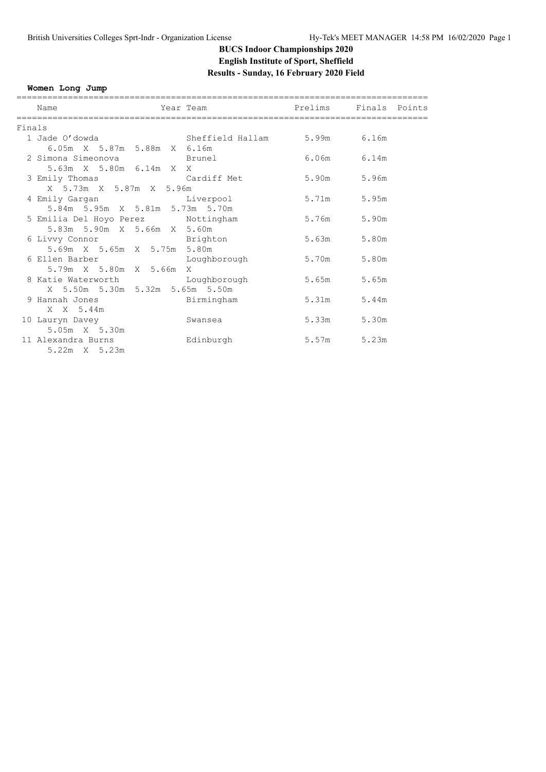# BUCS Indoor Championships 2020

## English Institute of Sport, Sheffield

## Results - Sunday, 16 February 2020 Field

### Women Long Jump

| Name | Year Team | Prelims | Finals | Points |
|---|---|---|---|---|
| **Finals** | | | | |
| 1 Jade O'dowda | Sheffield Hallam | 5.99m | 6.16m | |
| 6.05m X 5.87m 5.88m X 6.16m | | | | |
| 2 Simona Simeonova | Brunel | 6.06m | 6.14m | |
| 5.63m X 5.80m 6.14m X X | | | | |
| 3 Emily Thomas | Cardiff Met | 5.90m | 5.96m | |
| X 5.73m X 5.87m X 5.96m | | | | |
| 4 Emily Gargan | Liverpool | 5.71m | 5.95m | |
| 5.84m 5.95m X 5.81m 5.73m 5.70m | | | | |
| 5 Emilia Del Hoyo Perez | Nottingham | 5.76m | 5.90m | |
| 5.83m 5.90m X 5.66m X 5.60m | | | | |
| 6 Livvy Connor | Brighton | 5.63m | 5.80m | |
| 5.69m X 5.65m X 5.75m 5.80m | | | | |
| 6 Ellen Barber | Loughborough | 5.70m | 5.80m | |
| 5.79m X 5.80m X 5.66m X | | | | |
| 8 Katie Waterworth | Loughborough | 5.65m | 5.65m | |
| X 5.50m 5.30m 5.32m 5.65m 5.50m | | | | |
| 9 Hannah Jones | Birmingham | 5.31m | 5.44m | |
| X X 5.44m | | | | |
| 10 Lauryn Davey | Swansea | 5.33m | 5.30m | |
| 5.05m X 5.30m | | | | |
| 11 Alexandra Burns | Edinburgh | 5.57m | 5.23m | |
| 5.22m X 5.23m | | | | |